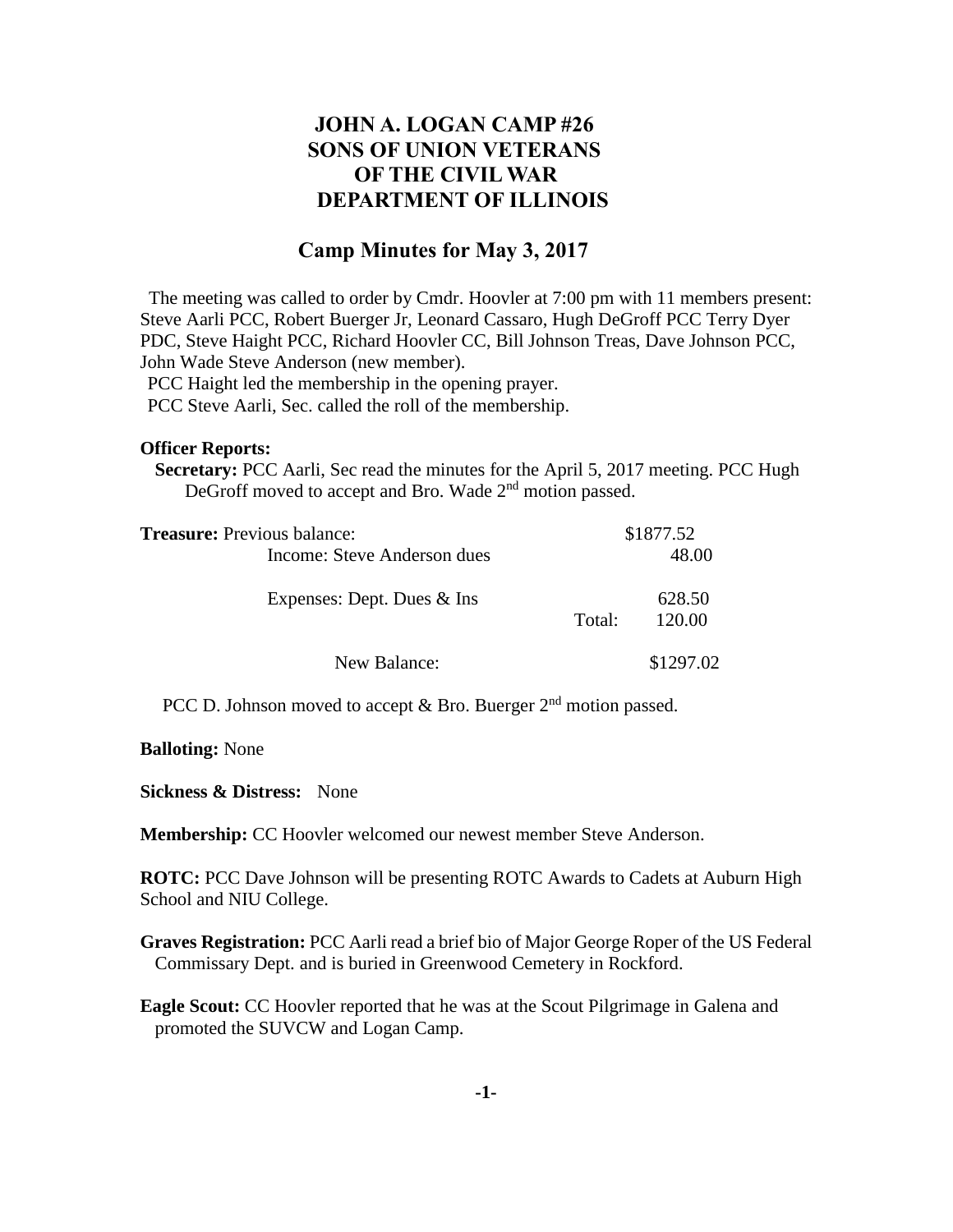# JOHN A. LOGAN CAMP #26
# SONS OF UNION VETERANS
# OF THE CIVIL WAR
# DEPARTMENT OF ILLINOIS

## Camp Minutes for May 3, 2017

The meeting was called to order by Cmdr. Hoovler at 7:00 pm with 11 members present: Steve Aarli PCC, Robert Buerger Jr, Leonard Cassaro, Hugh DeGroff PCC Terry Dyer PDC, Steve Haight PCC, Richard Hoovler CC, Bill Johnson Treas, Dave Johnson PCC, John Wade Steve Anderson (new member).

PCC Haight led the membership in the opening prayer.

PCC Steve Aarli, Sec. called the roll of the membership.

**Officer Reports:**

**Secretary:** PCC Aarli, Sec read the minutes for the April 5, 2017 meeting. PCC Hugh DeGroff moved to accept and Bro. Wade 2nd motion passed.

| **Treasure:** Previous balance: | | $1877.52 |
|---|---|---|
| Income: Steve Anderson dues | | 48.00 |
| Expenses: Dept. Dues & Ins | | 628.50 |
| | Total: | 120.00 |
| New Balance: | | $1297.02 |

PCC D. Johnson moved to accept & Bro. Buerger 2nd motion passed.

**Balloting:** None

**Sickness & Distress:** None

**Membership:** CC Hoovler welcomed our newest member Steve Anderson.

**ROTC:** PCC Dave Johnson will be presenting ROTC Awards to Cadets at Auburn High School and NIU College.

**Graves Registration:** PCC Aarli read a brief bio of Major George Roper of the US Federal Commissary Dept. and is buried in Greenwood Cemetery in Rockford.

**Eagle Scout:** CC Hoovler reported that he was at the Scout Pilgrimage in Galena and promoted the SUVCW and Logan Camp.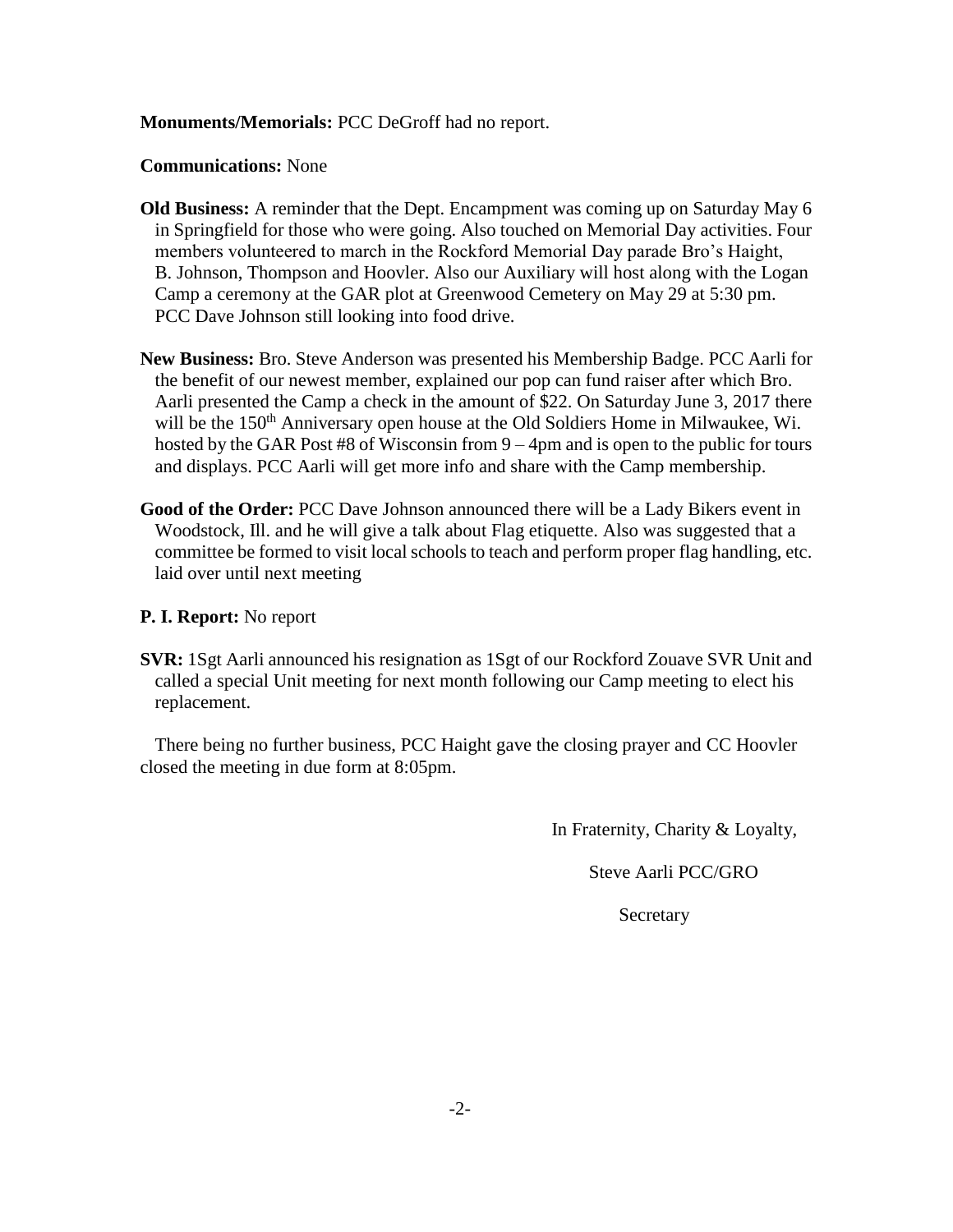**Monuments/Memorials:** PCC DeGroff had no report.

**Communications:** None

**Old Business:** A reminder that the Dept. Encampment was coming up on Saturday May 6 in Springfield for those who were going. Also touched on Memorial Day activities. Four members volunteered to march in the Rockford Memorial Day parade Bro's Haight, B. Johnson, Thompson and Hoovler. Also our Auxiliary will host along with the Logan Camp a ceremony at the GAR plot at Greenwood Cemetery on May 29 at 5:30 pm. PCC Dave Johnson still looking into food drive.

**New Business:** Bro. Steve Anderson was presented his Membership Badge. PCC Aarli for the benefit of our newest member, explained our pop can fund raiser after which Bro. Aarli presented the Camp a check in the amount of $22. On Saturday June 3, 2017 there will be the 150th Anniversary open house at the Old Soldiers Home in Milwaukee, Wi. hosted by the GAR Post #8 of Wisconsin from 9 – 4pm and is open to the public for tours and displays. PCC Aarli will get more info and share with the Camp membership.

**Good of the Order:** PCC Dave Johnson announced there will be a Lady Bikers event in Woodstock, Ill. and he will give a talk about Flag etiquette. Also was suggested that a committee be formed to visit local schools to teach and perform proper flag handling, etc. laid over until next meeting

**P. I. Report:** No report

**SVR:** 1Sgt Aarli announced his resignation as 1Sgt of our Rockford Zouave SVR Unit and called a special Unit meeting for next month following our Camp meeting to elect his replacement.

There being no further business, PCC Haight gave the closing prayer and CC Hoovler closed the meeting in due form at 8:05pm.

In Fraternity, Charity & Loyalty,

Steve Aarli PCC/GRO

Secretary